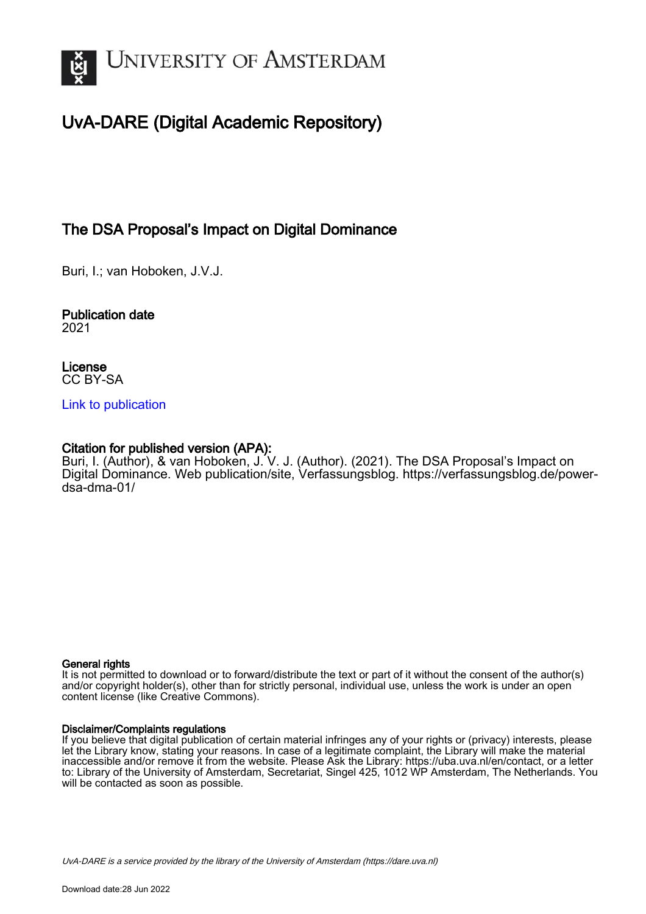# UvA-DARE (Digital Academic Repository)

## The DSA Proposal's Impact on Digital Dominance

Buri, I.; van Hoboken, J.V.J.

**Publication date**
2021

**License**
CC BY-SA

Link to publication

**Citation for published version (APA):**
Buri, I. (Author), & van Hoboken, J. V. J. (Author). (2021). The DSA Proposal's Impact on Digital Dominance. Web publication/site, Verfassungsblog. https://verfassungsblog.de/power-dsa-dma-01/

**General rights**
It is not permitted to download or to forward/distribute the text or part of it without the consent of the author(s) and/or copyright holder(s), other than for strictly personal, individual use, unless the work is under an open content license (like Creative Commons).

**Disclaimer/Complaints regulations**
If you believe that digital publication of certain material infringes any of your rights or (privacy) interests, please let the Library know, stating your reasons. In case of a legitimate complaint, the Library will make the material inaccessible and/or remove it from the website. Please Ask the Library: https://uba.uva.nl/en/contact, or a letter to: Library of the University of Amsterdam, Secretariat, Singel 425, 1012 WP Amsterdam, The Netherlands. You will be contacted as soon as possible.

*UvA-DARE is a service provided by the library of the University of Amsterdam (https://dare.uva.nl)*

Download date:28 Jun 2022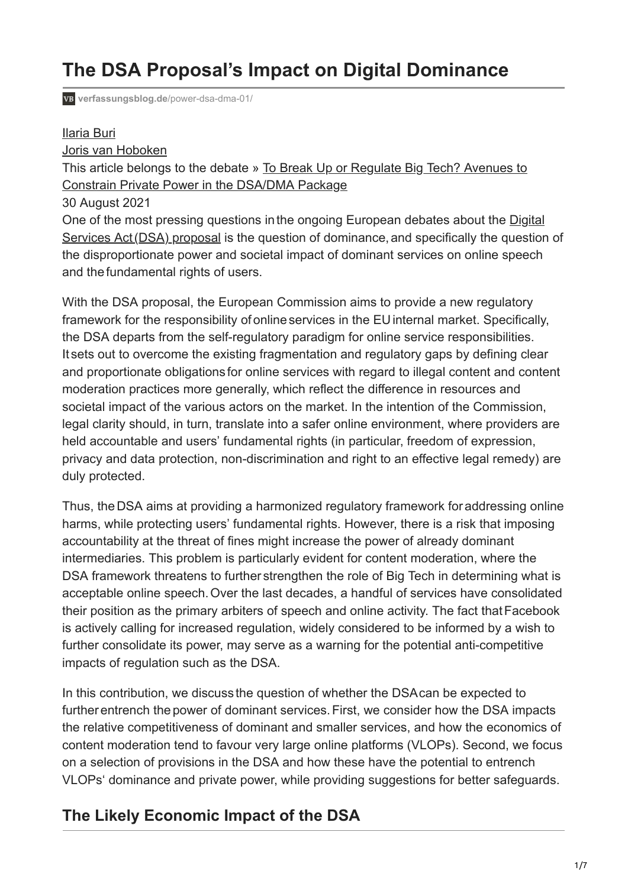# The DSA Proposal's Impact on Digital Dominance

verfassungsblog.de/power-dsa-dma-01/

Ilaria Buri
Joris van Hoboken

This article belongs to the debate » To Break Up or Regulate Big Tech? Avenues to Constrain Private Power in the DSA/DMA Package

30 August 2021

One of the most pressing questions in the ongoing European debates about the Digital Services Act (DSA) proposal is the question of dominance, and specifically the question of the disproportionate power and societal impact of dominant services on online speech and the fundamental rights of users.

With the DSA proposal, the European Commission aims to provide a new regulatory framework for the responsibility of online services in the EU internal market. Specifically, the DSA departs from the self-regulatory paradigm for online service responsibilities. It sets out to overcome the existing fragmentation and regulatory gaps by defining clear and proportionate obligations for online services with regard to illegal content and content moderation practices more generally, which reflect the difference in resources and societal impact of the various actors on the market. In the intention of the Commission, legal clarity should, in turn, translate into a safer online environment, where providers are held accountable and users' fundamental rights (in particular, freedom of expression, privacy and data protection, non-discrimination and right to an effective legal remedy) are duly protected.

Thus, the DSA aims at providing a harmonized regulatory framework for addressing online harms, while protecting users' fundamental rights. However, there is a risk that imposing accountability at the threat of fines might increase the power of already dominant intermediaries. This problem is particularly evident for content moderation, where the DSA framework threatens to further strengthen the role of Big Tech in determining what is acceptable online speech. Over the last decades, a handful of services have consolidated their position as the primary arbiters of speech and online activity. The fact that Facebook is actively calling for increased regulation, widely considered to be informed by a wish to further consolidate its power, may serve as a warning for the potential anti-competitive impacts of regulation such as the DSA.

In this contribution, we discuss the question of whether the DSA can be expected to further entrench the power of dominant services. First, we consider how the DSA impacts the relative competitiveness of dominant and smaller services, and how the economics of content moderation tend to favour very large online platforms (VLOPs). Second, we focus on a selection of provisions in the DSA and how these have the potential to entrench VLOPs' dominance and private power, while providing suggestions for better safeguards.

## The Likely Economic Impact of the DSA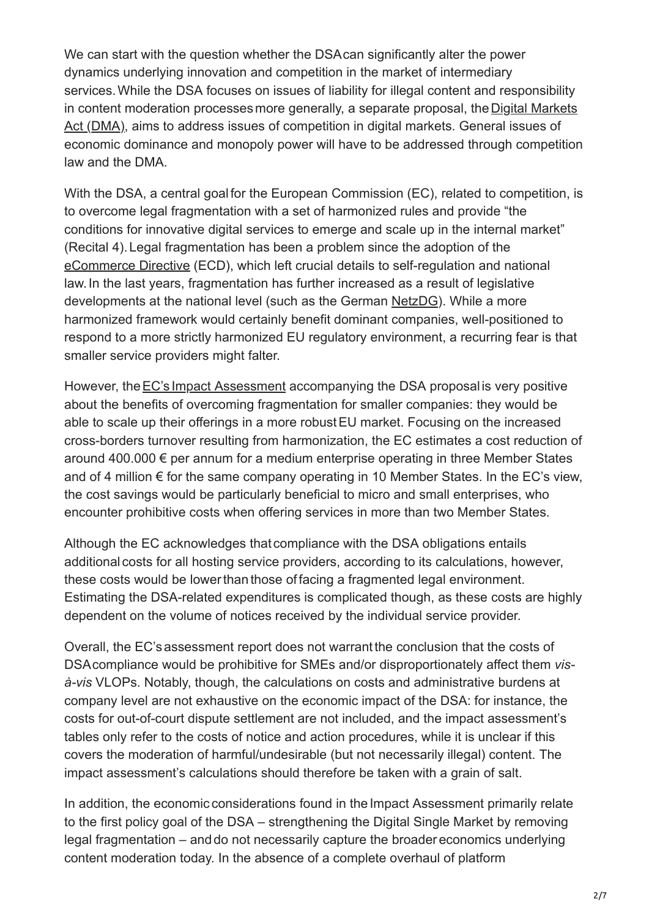We can start with the question whether the DSA can significantly alter the power dynamics underlying innovation and competition in the market of intermediary services. While the DSA focuses on issues of liability for illegal content and responsibility in content moderation processes more generally, a separate proposal, the Digital Markets Act (DMA), aims to address issues of competition in digital markets. General issues of economic dominance and monopoly power will have to be addressed through competition law and the DMA.

With the DSA, a central goal for the European Commission (EC), related to competition, is to overcome legal fragmentation with a set of harmonized rules and provide "the conditions for innovative digital services to emerge and scale up in the internal market" (Recital 4). Legal fragmentation has been a problem since the adoption of the eCommerce Directive (ECD), which left crucial details to self-regulation and national law. In the last years, fragmentation has further increased as a result of legislative developments at the national level (such as the German NetzDG). While a more harmonized framework would certainly benefit dominant companies, well-positioned to respond to a more strictly harmonized EU regulatory environment, a recurring fear is that smaller service providers might falter.

However, the EC's Impact Assessment accompanying the DSA proposal is very positive about the benefits of overcoming fragmentation for smaller companies: they would be able to scale up their offerings in a more robust EU market. Focusing on the increased cross-borders turnover resulting from harmonization, the EC estimates a cost reduction of around 400.000 € per annum for a medium enterprise operating in three Member States and of 4 million € for the same company operating in 10 Member States. In the EC's view, the cost savings would be particularly beneficial to micro and small enterprises, who encounter prohibitive costs when offering services in more than two Member States.

Although the EC acknowledges that compliance with the DSA obligations entails additional costs for all hosting service providers, according to its calculations, however, these costs would be lower than those of facing a fragmented legal environment. Estimating the DSA-related expenditures is complicated though, as these costs are highly dependent on the volume of notices received by the individual service provider.

Overall, the EC's assessment report does not warrant the conclusion that the costs of DSA compliance would be prohibitive for SMEs and/or disproportionately affect them *vis-à-vis* VLOPs. Notably, though, the calculations on costs and administrative burdens at company level are not exhaustive on the economic impact of the DSA: for instance, the costs for out-of-court dispute settlement are not included, and the impact assessment's tables only refer to the costs of notice and action procedures, while it is unclear if this covers the moderation of harmful/undesirable (but not necessarily illegal) content. The impact assessment's calculations should therefore be taken with a grain of salt.

In addition, the economic considerations found in the Impact Assessment primarily relate to the first policy goal of the DSA – strengthening the Digital Single Market by removing legal fragmentation – and do not necessarily capture the broader economics underlying content moderation today. In the absence of a complete overhaul of platform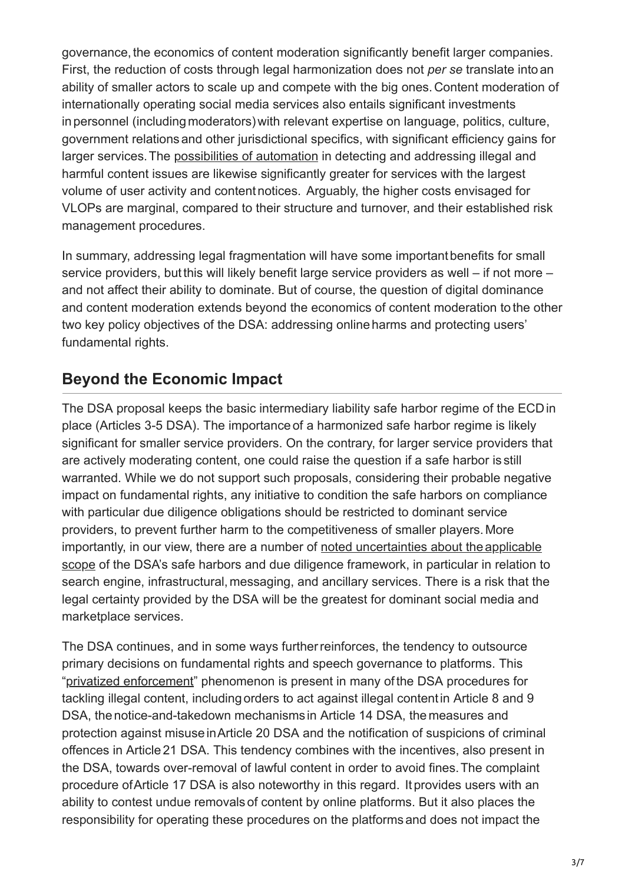governance, the economics of content moderation significantly benefit larger companies. First, the reduction of costs through legal harmonization does not *per se* translate into an ability of smaller actors to scale up and compete with the big ones. Content moderation of internationally operating social media services also entails significant investments in personnel (including moderators) with relevant expertise on language, politics, culture, government relations and other jurisdictional specifics, with significant efficiency gains for larger services. The possibilities of automation in detecting and addressing illegal and harmful content issues are likewise significantly greater for services with the largest volume of user activity and content notices. Arguably, the higher costs envisaged for VLOPs are marginal, compared to their structure and turnover, and their established risk management procedures.

In summary, addressing legal fragmentation will have some important benefits for small service providers, but this will likely benefit large service providers as well – if not more – and not affect their ability to dominate. But of course, the question of digital dominance and content moderation extends beyond the economics of content moderation to the other two key policy objectives of the DSA: addressing online harms and protecting users' fundamental rights.

## Beyond the Economic Impact

The DSA proposal keeps the basic intermediary liability safe harbor regime of the ECD in place (Articles 3-5 DSA). The importance of a harmonized safe harbor regime is likely significant for smaller service providers. On the contrary, for larger service providers that are actively moderating content, one could raise the question if a safe harbor is still warranted. While we do not support such proposals, considering their probable negative impact on fundamental rights, any initiative to condition the safe harbors on compliance with particular due diligence obligations should be restricted to dominant service providers, to prevent further harm to the competitiveness of smaller players. More importantly, in our view, there are a number of noted uncertainties about the applicable scope of the DSA's safe harbors and due diligence framework, in particular in relation to search engine, infrastructural, messaging, and ancillary services. There is a risk that the legal certainty provided by the DSA will be the greatest for dominant social media and marketplace services.

The DSA continues, and in some ways further reinforces, the tendency to outsource primary decisions on fundamental rights and speech governance to platforms. This "privatized enforcement" phenomenon is present in many of the DSA procedures for tackling illegal content, including orders to act against illegal content in Article 8 and 9 DSA, the notice-and-takedown mechanisms in Article 14 DSA, the measures and protection against misuse in Article 20 DSA and the notification of suspicions of criminal offences in Article 21 DSA. This tendency combines with the incentives, also present in the DSA, towards over-removal of lawful content in order to avoid fines. The complaint procedure of Article 17 DSA is also noteworthy in this regard. It provides users with an ability to contest undue removals of content by online platforms. But it also places the responsibility for operating these procedures on the platforms and does not impact the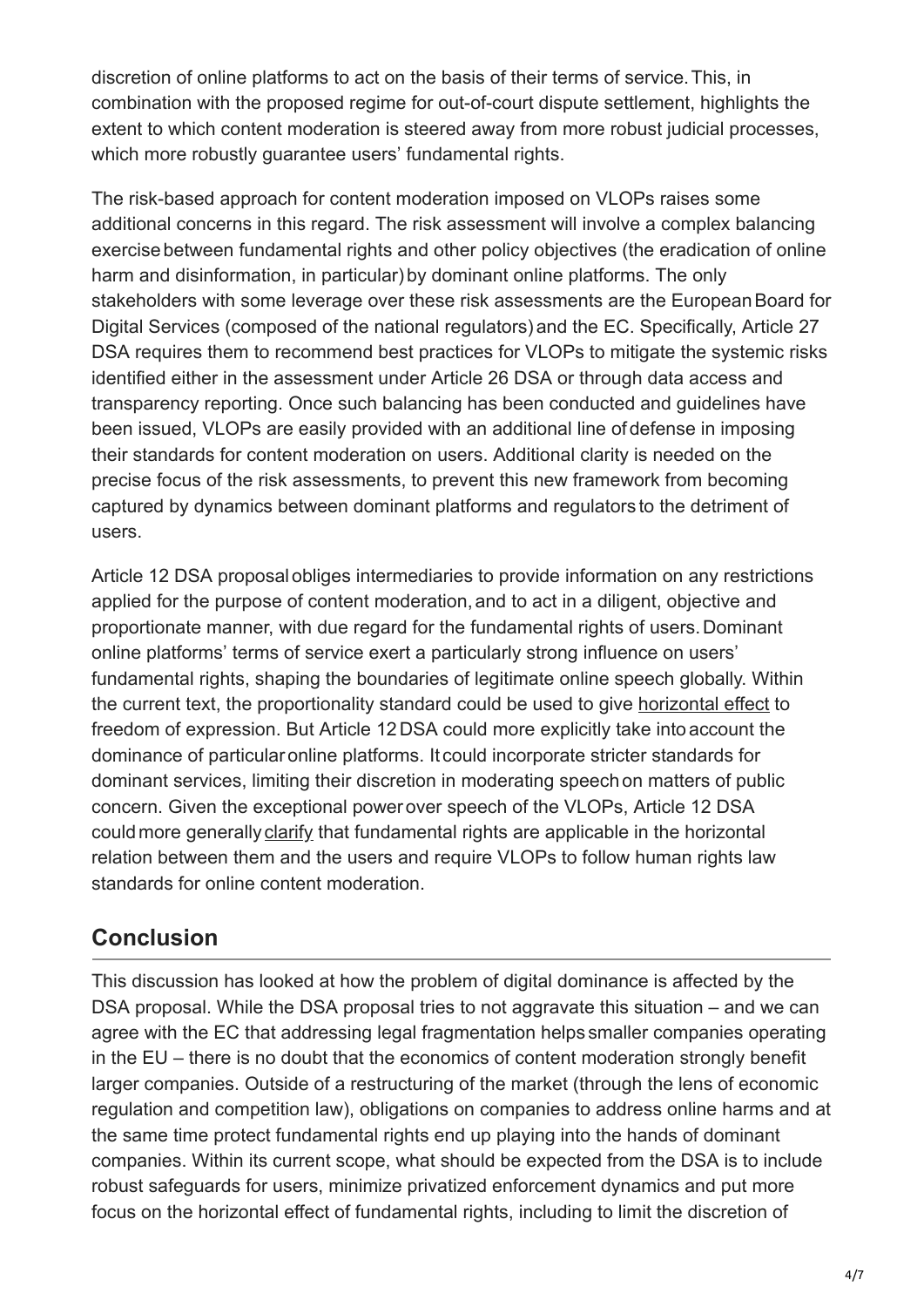discretion of online platforms to act on the basis of their terms of service. This, in combination with the proposed regime for out-of-court dispute settlement, highlights the extent to which content moderation is steered away from more robust judicial processes, which more robustly guarantee users' fundamental rights.

The risk-based approach for content moderation imposed on VLOPs raises some additional concerns in this regard. The risk assessment will involve a complex balancing exercise between fundamental rights and other policy objectives (the eradication of online harm and disinformation, in particular) by dominant online platforms. The only stakeholders with some leverage over these risk assessments are the European Board for Digital Services (composed of the national regulators) and the EC. Specifically, Article 27 DSA requires them to recommend best practices for VLOPs to mitigate the systemic risks identified either in the assessment under Article 26 DSA or through data access and transparency reporting. Once such balancing has been conducted and guidelines have been issued, VLOPs are easily provided with an additional line of defense in imposing their standards for content moderation on users. Additional clarity is needed on the precise focus of the risk assessments, to prevent this new framework from becoming captured by dynamics between dominant platforms and regulators to the detriment of users.

Article 12 DSA proposal obliges intermediaries to provide information on any restrictions applied for the purpose of content moderation, and to act in a diligent, objective and proportionate manner, with due regard for the fundamental rights of users. Dominant online platforms' terms of service exert a particularly strong influence on users' fundamental rights, shaping the boundaries of legitimate online speech globally. Within the current text, the proportionality standard could be used to give horizontal effect to freedom of expression. But Article 12 DSA could more explicitly take into account the dominance of particular online platforms. It could incorporate stricter standards for dominant services, limiting their discretion in moderating speech on matters of public concern. Given the exceptional power over speech of the VLOPs, Article 12 DSA could more generally clarify that fundamental rights are applicable in the horizontal relation between them and the users and require VLOPs to follow human rights law standards for online content moderation.

## Conclusion

This discussion has looked at how the problem of digital dominance is affected by the DSA proposal. While the DSA proposal tries to not aggravate this situation – and we can agree with the EC that addressing legal fragmentation helps smaller companies operating in the EU – there is no doubt that the economics of content moderation strongly benefit larger companies. Outside of a restructuring of the market (through the lens of economic regulation and competition law), obligations on companies to address online harms and at the same time protect fundamental rights end up playing into the hands of dominant companies. Within its current scope, what should be expected from the DSA is to include robust safeguards for users, minimize privatized enforcement dynamics and put more focus on the horizontal effect of fundamental rights, including to limit the discretion of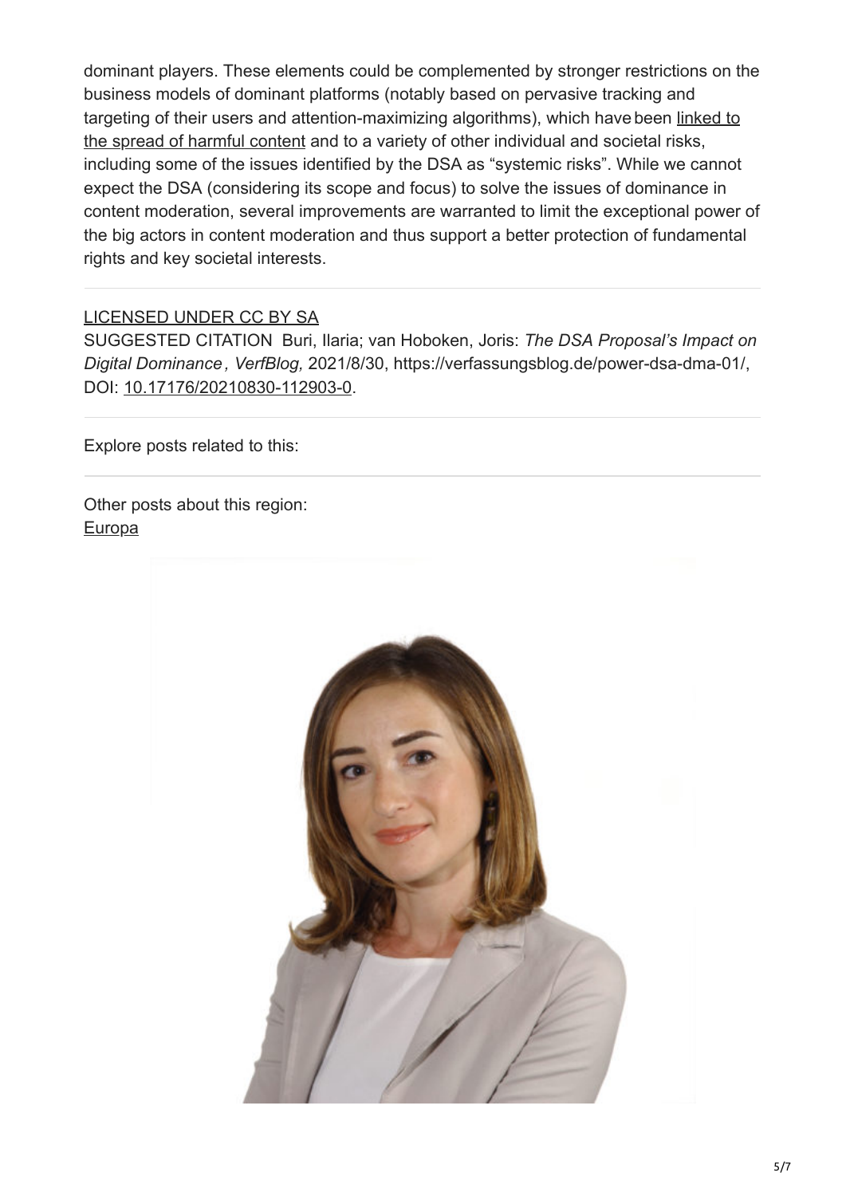dominant players. These elements could be complemented by stronger restrictions on the business models of dominant platforms (notably based on pervasive tracking and targeting of their users and attention-maximizing algorithms), which have been linked to the spread of harmful content and to a variety of other individual and societal risks, including some of the issues identified by the DSA as "systemic risks". While we cannot expect the DSA (considering its scope and focus) to solve the issues of dominance in content moderation, several improvements are warranted to limit the exceptional power of the big actors in content moderation and thus support a better protection of fundamental rights and key societal interests.

---

LICENSED UNDER CC BY SA

SUGGESTED CITATION Buri, Ilaria; van Hoboken, Joris: *The DSA Proposal's Impact on Digital Dominance, VerfBlog,* 2021/8/30, https://verfassungsblog.de/power-dsa-dma-01/, DOI: 10.17176/20210830-112903-0.

---

Explore posts related to this:

---

Other posts about this region:
Europa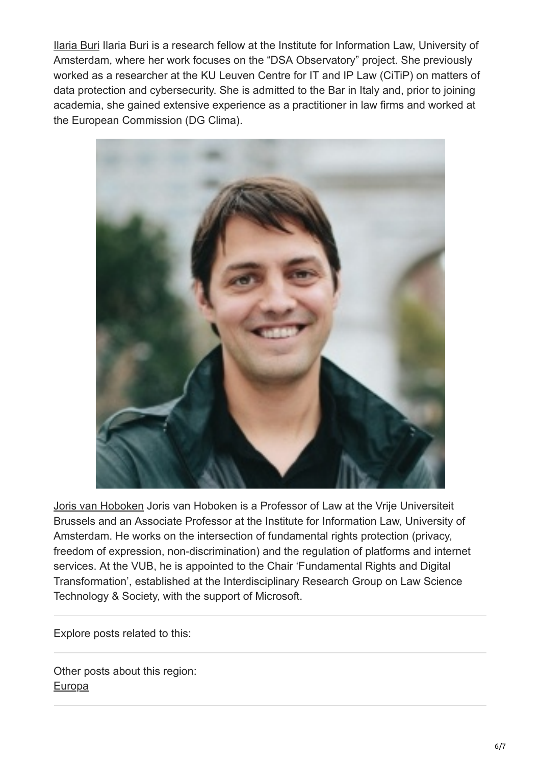[Ilaria Buri](#) Ilaria Buri is a research fellow at the Institute for Information Law, University of Amsterdam, where her work focuses on the "DSA Observatory" project. She previously worked as a researcher at the KU Leuven Centre for IT and IP Law (CiTiP) on matters of data protection and cybersecurity. She is admitted to the Bar in Italy and, prior to joining academia, she gained extensive experience as a practitioner in law firms and worked at the European Commission (DG Clima).

[Joris van Hoboken](#) Joris van Hoboken is a Professor of Law at the Vrije Universiteit Brussels and an Associate Professor at the Institute for Information Law, University of Amsterdam. He works on the intersection of fundamental rights protection (privacy, freedom of expression, non-discrimination) and the regulation of platforms and internet services. At the VUB, he is appointed to the Chair 'Fundamental Rights and Digital Transformation', established at the Interdisciplinary Research Group on Law Science Technology & Society, with the support of Microsoft.

Explore posts related to this:

Other posts about this region:
[Europa](#)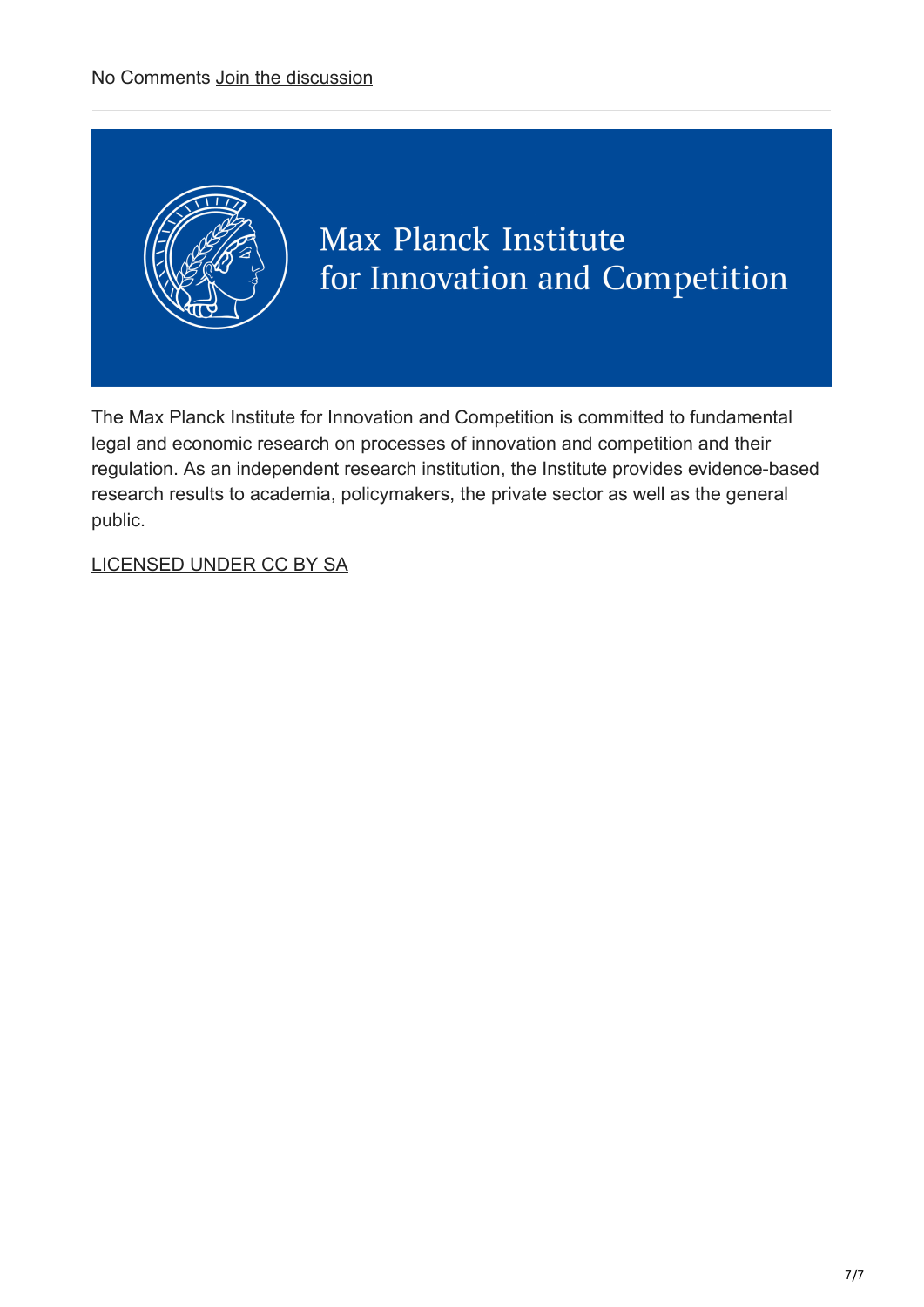No Comments Join the discussion

Max Planck Institute for Innovation and Competition

The Max Planck Institute for Innovation and Competition is committed to fundamental legal and economic research on processes of innovation and competition and their regulation. As an independent research institution, the Institute provides evidence-based research results to academia, policymakers, the private sector as well as the general public.

LICENSED UNDER CC BY SA